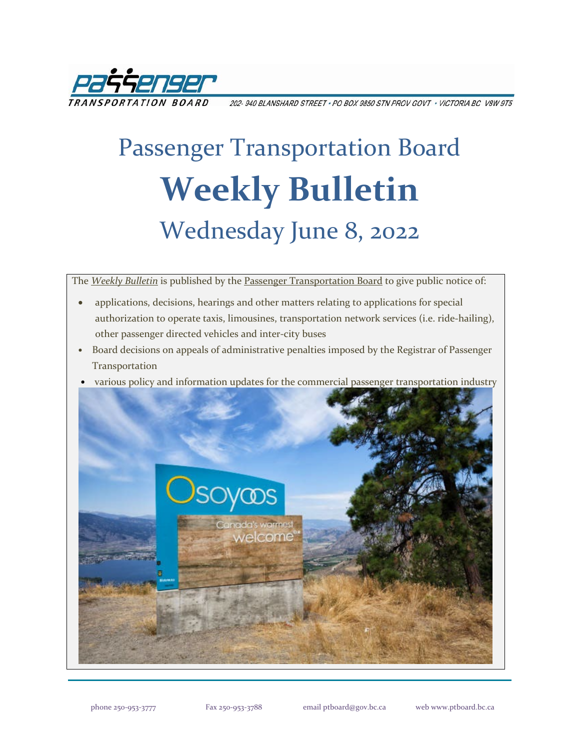TRANSPORTATION BOARD 202- 940 BLANSHARD STREET • PO BOX 9850 STN PROV GOVT • VICTORIA BC V8W 9T5

# Passenger Transportation Board

# Weekly Bulletin

## Wednesday June 8, 2022

The *Weekly Bulletin* is published by the Passenger Transportation Board to give public notice of:

- applications, decisions, hearings and other matters relating to applications for special authorization to operate taxis, limousines, transportation network services (i.e. ride-hailing), other passenger directed vehicles and inter-city buses
- Board decisions on appeals of administrative penalties imposed by the Registrar of Passenger Transportation
- various policy and information updates for the commercial passenger transportation industry

phone 250-953-3777 Fax 250-953-3788 email ptboard@gov.bc.ca web www.ptboard.bc.ca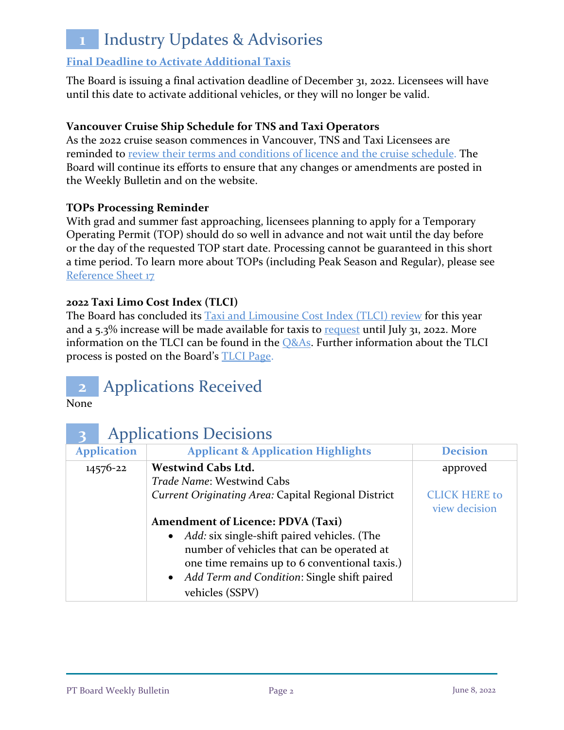# 1 Industry Updates & Advisories

**Final Deadline to Activate Additional Taxis**

The Board is issuing a final activation deadline of December 31, 2022. Licensees will have until this date to activate additional vehicles, or they will no longer be valid.

**Vancouver Cruise Ship Schedule for TNS and Taxi Operators**

As the 2022 cruise season commences in Vancouver, TNS and Taxi Licensees are reminded to review their terms and conditions of licence and the cruise schedule. The Board will continue its efforts to ensure that any changes or amendments are posted in the Weekly Bulletin and on the website.

**TOPs Processing Reminder**

With grad and summer fast approaching, licensees planning to apply for a Temporary Operating Permit (TOP) should do so well in advance and not wait until the day before or the day of the requested TOP start date. Processing cannot be guaranteed in this short a time period. To learn more about TOPs (including Peak Season and Regular), please see Reference Sheet 17

**2022 Taxi Limo Cost Index (TLCI)**

The Board has concluded its Taxi and Limousine Cost Index (TLCI) review for this year and a 5.3% increase will be made available for taxis to request until July 31, 2022. More information on the TLCI can be found in the Q&As. Further information about the TLCI process is posted on the Board's TLCI Page.

# 2 Applications Received

None

# 3 Applications Decisions

| Application | Applicant & Application Highlights | Decision |
|---|---|---|
| 14576-22 | **Westwind Cabs Ltd.**<br>*Trade Name*: Westwind Cabs<br>*Current Originating Area:* Capital Regional District<br><br>**Amendment of Licence: PDVA (Taxi)**<br>• *Add:* six single-shift paired vehicles. (The number of vehicles that can be operated at one time remains up to 6 conventional taxis.)<br>• *Add Term and Condition*: Single shift paired vehicles (SSPV) | approved<br><br>CLICK HERE to view decision |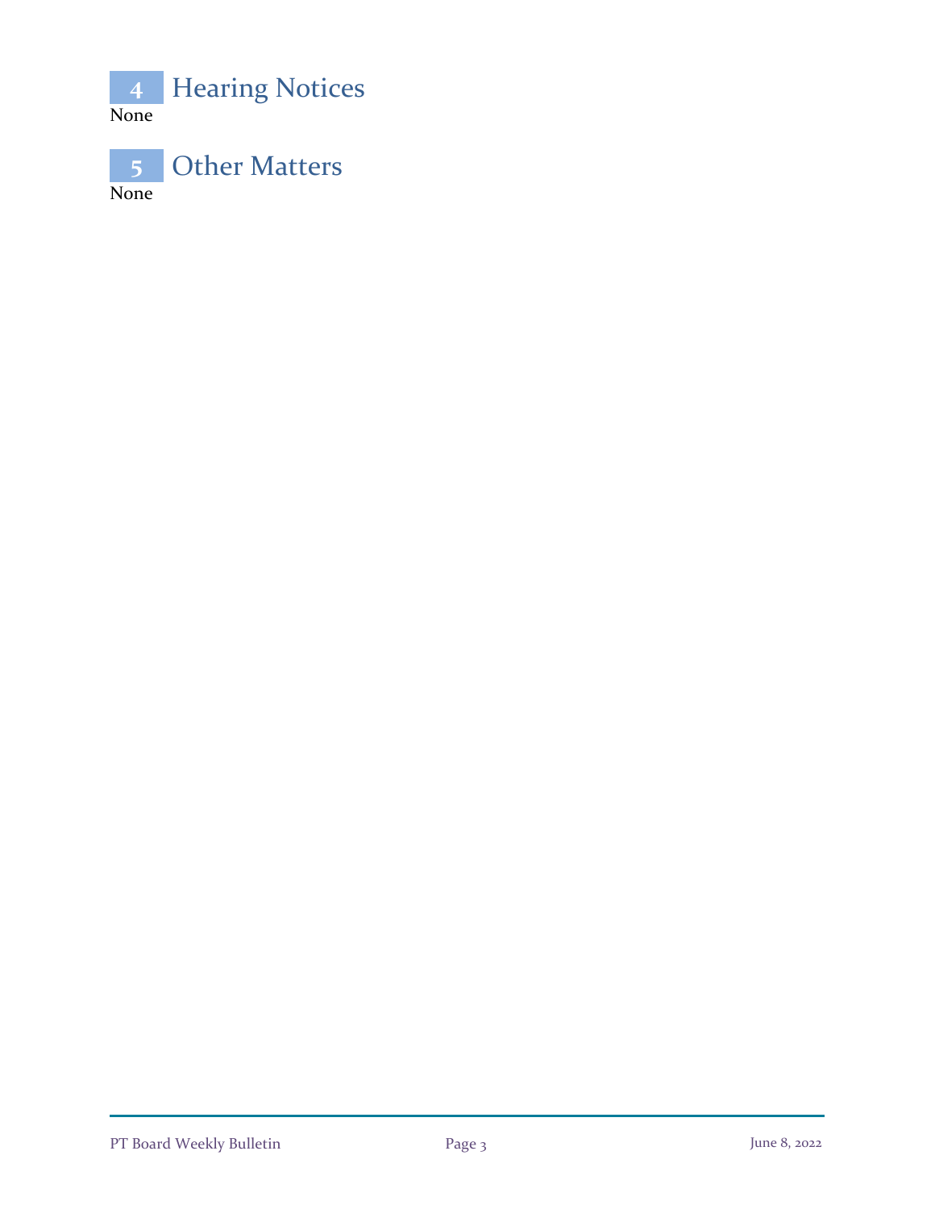## 4 Hearing Notices

None

## 5 Other Matters

None